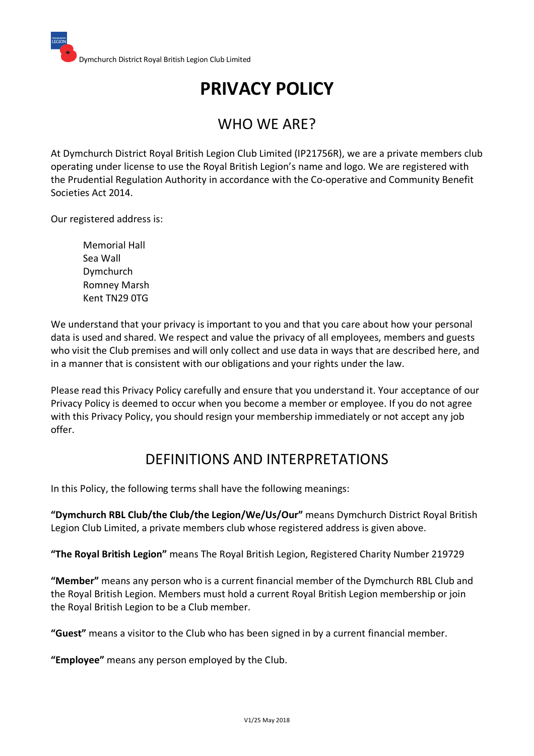Dymchurch District Royal British Legion Club Limited

# PRIVACY POLICY

## WHO WE ARE?

At Dymchurch District Royal British Legion Club Limited (IP21756R), we are a private members club operating under license to use the Royal British Legion's name and logo. We are registered with the Prudential Regulation Authority in accordance with the Co-operative and Community Benefit Societies Act 2014.

Our registered address is:

Memorial Hall  
Sea Wall  
Dymchurch  
Romney Marsh  
Kent TN29 0TG

We understand that your privacy is important to you and that you care about how your personal data is used and shared. We respect and value the privacy of all employees, members and guests who visit the Club premises and will only collect and use data in ways that are described here, and in a manner that is consistent with our obligations and your rights under the law.

Please read this Privacy Policy carefully and ensure that you understand it. Your acceptance of our Privacy Policy is deemed to occur when you become a member or employee. If you do not agree with this Privacy Policy, you should resign your membership immediately or not accept any job offer.

## DEFINITIONS AND INTERPRETATIONS

In this Policy, the following terms shall have the following meanings:

**"Dymchurch RBL Club/the Club/the Legion/We/Us/Our"** means Dymchurch District Royal British Legion Club Limited, a private members club whose registered address is given above.

**"The Royal British Legion"** means The Royal British Legion, Registered Charity Number 219729

**"Member"** means any person who is a current financial member of the Dymchurch RBL Club and the Royal British Legion. Members must hold a current Royal British Legion membership or join the Royal British Legion to be a Club member.

**"Guest"** means a visitor to the Club who has been signed in by a current financial member.

**"Employee"** means any person employed by the Club.

V1/25 May 2018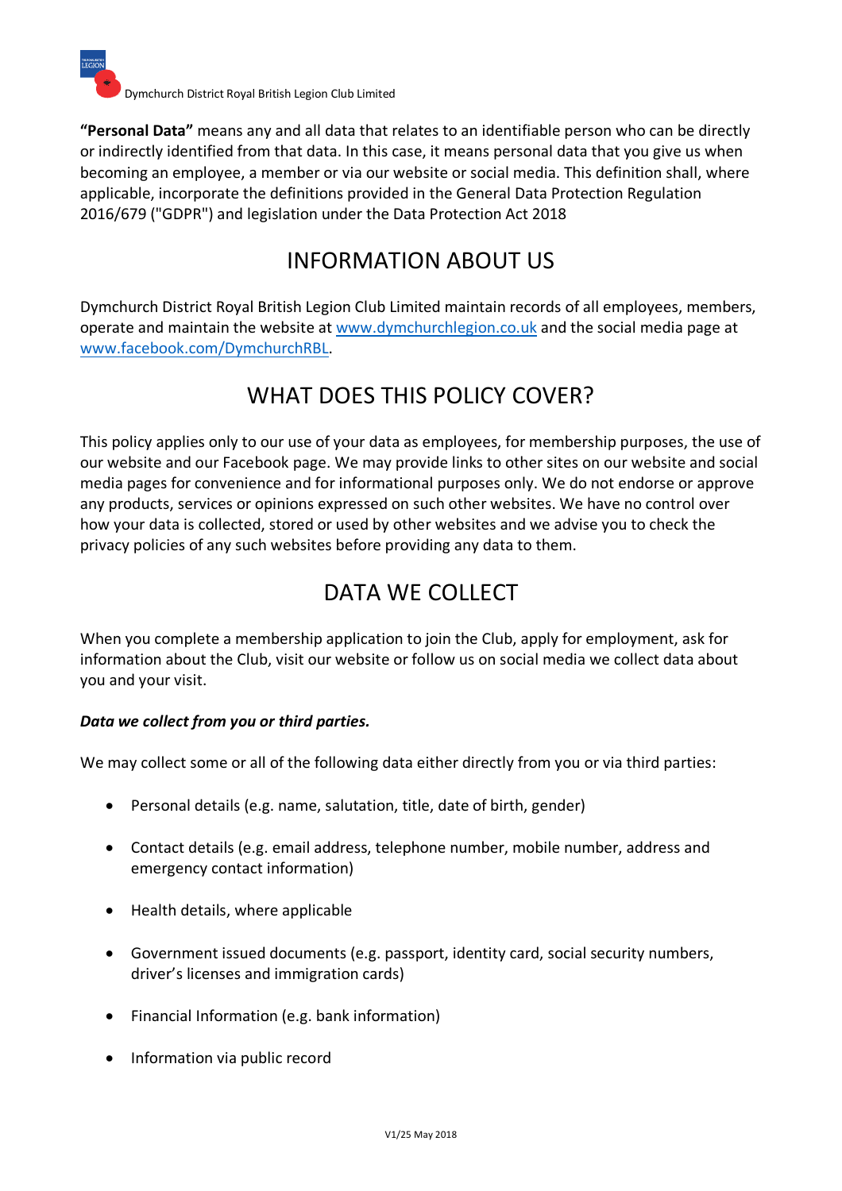**"Personal Data"** means any and all data that relates to an identifiable person who can be directly or indirectly identified from that data. In this case, it means personal data that you give us when becoming an employee, a member or via our website or social media. This definition shall, where applicable, incorporate the definitions provided in the General Data Protection Regulation 2016/679 ("GDPR") and legislation under the Data Protection Act 2018

## INFORMATION ABOUT US

Dymchurch District Royal British Legion Club Limited maintain records of all employees, members, operate and maintain the website at www.dymchurchlegion.co.uk and the social media page at www.facebook.com/DymchurchRBL.

## WHAT DOES THIS POLICY COVER?

This policy applies only to our use of your data as employees, for membership purposes, the use of our website and our Facebook page. We may provide links to other sites on our website and social media pages for convenience and for informational purposes only. We do not endorse or approve any products, services or opinions expressed on such other websites. We have no control over how your data is collected, stored or used by other websites and we advise you to check the privacy policies of any such websites before providing any data to them.

## DATA WE COLLECT

When you complete a membership application to join the Club, apply for employment, ask for information about the Club, visit our website or follow us on social media we collect data about you and your visit.

***Data we collect from you or third parties.***

We may collect some or all of the following data either directly from you or via third parties:

- Personal details (e.g. name, salutation, title, date of birth, gender)
- Contact details (e.g. email address, telephone number, mobile number, address and emergency contact information)
- Health details, where applicable
- Government issued documents (e.g. passport, identity card, social security numbers, driver's licenses and immigration cards)
- Financial Information (e.g. bank information)
- Information via public record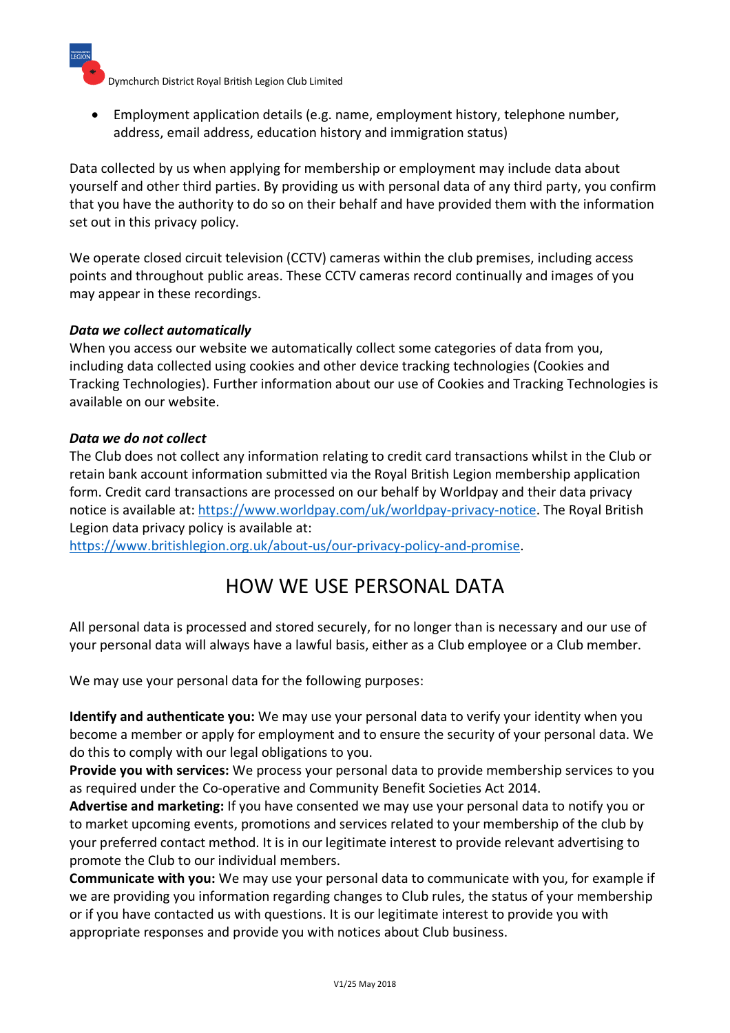- Employment application details (e.g. name, employment history, telephone number, address, email address, education history and immigration status)

Data collected by us when applying for membership or employment may include data about yourself and other third parties. By providing us with personal data of any third party, you confirm that you have the authority to do so on their behalf and have provided them with the information set out in this privacy policy.

We operate closed circuit television (CCTV) cameras within the club premises, including access points and throughout public areas. These CCTV cameras record continually and images of you may appear in these recordings.

***Data we collect automatically***

When you access our website we automatically collect some categories of data from you, including data collected using cookies and other device tracking technologies (Cookies and Tracking Technologies). Further information about our use of Cookies and Tracking Technologies is available on our website.

***Data we do not collect***

The Club does not collect any information relating to credit card transactions whilst in the Club or retain bank account information submitted via the Royal British Legion membership application form. Credit card transactions are processed on our behalf by Worldpay and their data privacy notice is available at: https://www.worldpay.com/uk/worldpay-privacy-notice. The Royal British Legion data privacy policy is available at: https://www.britishlegion.org.uk/about-us/our-privacy-policy-and-promise.

# HOW WE USE PERSONAL DATA

All personal data is processed and stored securely, for no longer than is necessary and our use of your personal data will always have a lawful basis, either as a Club employee or a Club member.

We may use your personal data for the following purposes:

**Identify and authenticate you:** We may use your personal data to verify your identity when you become a member or apply for employment and to ensure the security of your personal data. We do this to comply with our legal obligations to you.

**Provide you with services:** We process your personal data to provide membership services to you as required under the Co-operative and Community Benefit Societies Act 2014.

**Advertise and marketing:** If you have consented we may use your personal data to notify you or to market upcoming events, promotions and services related to your membership of the club by your preferred contact method. It is in our legitimate interest to provide relevant advertising to promote the Club to our individual members.

**Communicate with you:** We may use your personal data to communicate with you, for example if we are providing you information regarding changes to Club rules, the status of your membership or if you have contacted us with questions. It is our legitimate interest to provide you with appropriate responses and provide you with notices about Club business.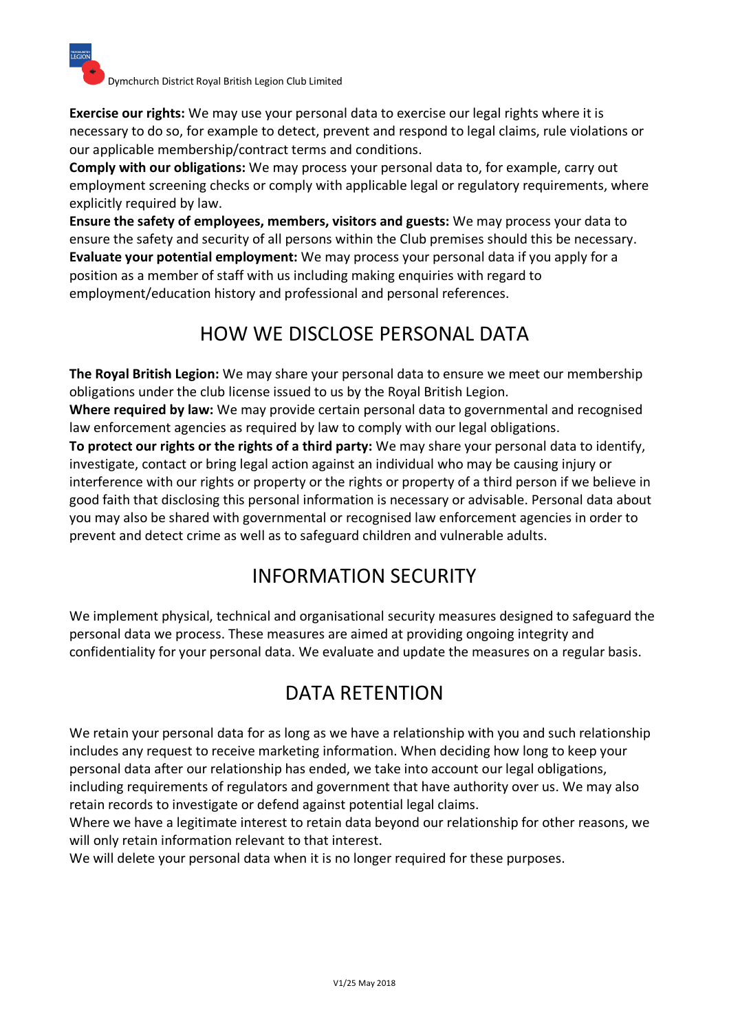**Exercise our rights:** We may use your personal data to exercise our legal rights where it is necessary to do so, for example to detect, prevent and respond to legal claims, rule violations or our applicable membership/contract terms and conditions.

**Comply with our obligations:** We may process your personal data to, for example, carry out employment screening checks or comply with applicable legal or regulatory requirements, where explicitly required by law.

**Ensure the safety of employees, members, visitors and guests:** We may process your data to ensure the safety and security of all persons within the Club premises should this be necessary.

**Evaluate your potential employment:** We may process your personal data if you apply for a position as a member of staff with us including making enquiries with regard to employment/education history and professional and personal references.

## HOW WE DISCLOSE PERSONAL DATA

**The Royal British Legion:** We may share your personal data to ensure we meet our membership obligations under the club license issued to us by the Royal British Legion.

**Where required by law:** We may provide certain personal data to governmental and recognised law enforcement agencies as required by law to comply with our legal obligations.

**To protect our rights or the rights of a third party:** We may share your personal data to identify, investigate, contact or bring legal action against an individual who may be causing injury or interference with our rights or property or the rights or property of a third person if we believe in good faith that disclosing this personal information is necessary or advisable. Personal data about you may also be shared with governmental or recognised law enforcement agencies in order to prevent and detect crime as well as to safeguard children and vulnerable adults.

## INFORMATION SECURITY

We implement physical, technical and organisational security measures designed to safeguard the personal data we process. These measures are aimed at providing ongoing integrity and confidentiality for your personal data. We evaluate and update the measures on a regular basis.

## DATA RETENTION

We retain your personal data for as long as we have a relationship with you and such relationship includes any request to receive marketing information. When deciding how long to keep your personal data after our relationship has ended, we take into account our legal obligations, including requirements of regulators and government that have authority over us. We may also retain records to investigate or defend against potential legal claims.

Where we have a legitimate interest to retain data beyond our relationship for other reasons, we will only retain information relevant to that interest.

We will delete your personal data when it is no longer required for these purposes.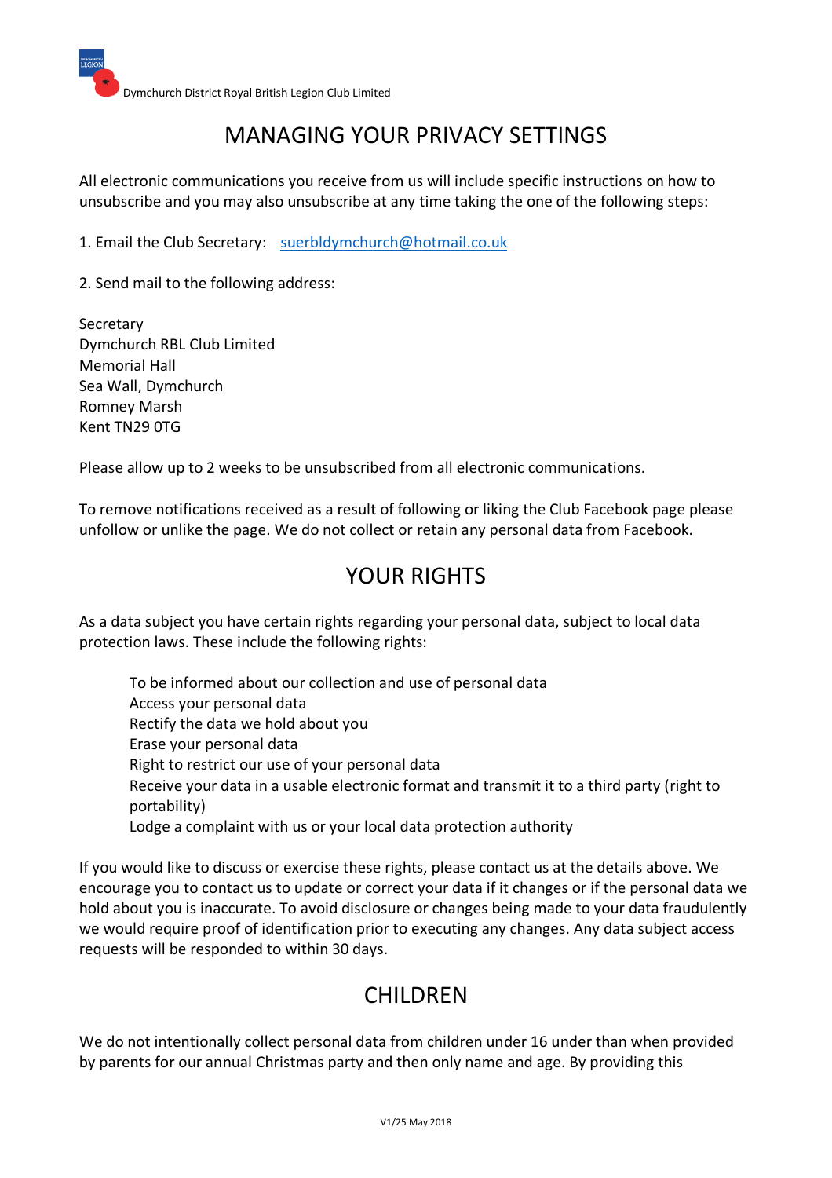# MANAGING YOUR PRIVACY SETTINGS

All electronic communications you receive from us will include specific instructions on how to unsubscribe and you may also unsubscribe at any time taking the one of the following steps:

1. Email the Club Secretary: suerbldymchurch@hotmail.co.uk

2. Send mail to the following address:

Secretary
Dymchurch RBL Club Limited
Memorial Hall
Sea Wall, Dymchurch
Romney Marsh
Kent TN29 0TG

Please allow up to 2 weeks to be unsubscribed from all electronic communications.

To remove notifications received as a result of following or liking the Club Facebook page please unfollow or unlike the page. We do not collect or retain any personal data from Facebook.

# YOUR RIGHTS

As a data subject you have certain rights regarding your personal data, subject to local data protection laws. These include the following rights:

- To be informed about our collection and use of personal data
- Access your personal data
- Rectify the data we hold about you
- Erase your personal data
- Right to restrict our use of your personal data
- Receive your data in a usable electronic format and transmit it to a third party (right to portability)
- Lodge a complaint with us or your local data protection authority

If you would like to discuss or exercise these rights, please contact us at the details above. We encourage you to contact us to update or correct your data if it changes or if the personal data we hold about you is inaccurate. To avoid disclosure or changes being made to your data fraudulently we would require proof of identification prior to executing any changes. Any data subject access requests will be responded to within 30 days.

# CHILDREN

We do not intentionally collect personal data from children under 16 under than when provided by parents for our annual Christmas party and then only name and age. By providing this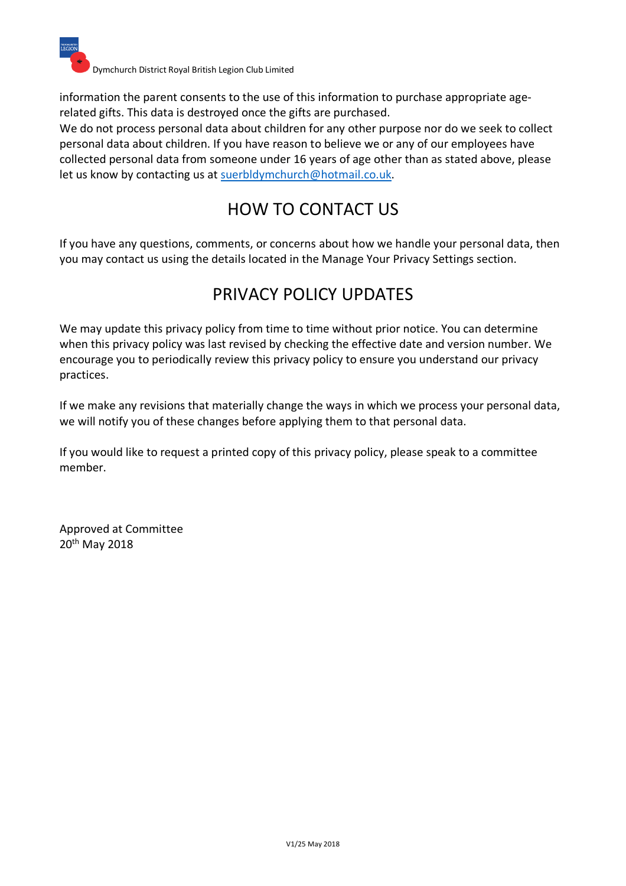information the parent consents to the use of this information to purchase appropriate age-related gifts. This data is destroyed once the gifts are purchased.
We do not process personal data about children for any other purpose nor do we seek to collect personal data about children. If you have reason to believe we or any of our employees have collected personal data from someone under 16 years of age other than as stated above, please let us know by contacting us at suerbldymchurch@hotmail.co.uk.

## HOW TO CONTACT US

If you have any questions, comments, or concerns about how we handle your personal data, then you may contact us using the details located in the Manage Your Privacy Settings section.

## PRIVACY POLICY UPDATES

We may update this privacy policy from time to time without prior notice. You can determine when this privacy policy was last revised by checking the effective date and version number. We encourage you to periodically review this privacy policy to ensure you understand our privacy practices.

If we make any revisions that materially change the ways in which we process your personal data, we will notify you of these changes before applying them to that personal data.

If you would like to request a printed copy of this privacy policy, please speak to a committee member.

Approved at Committee
20th May 2018